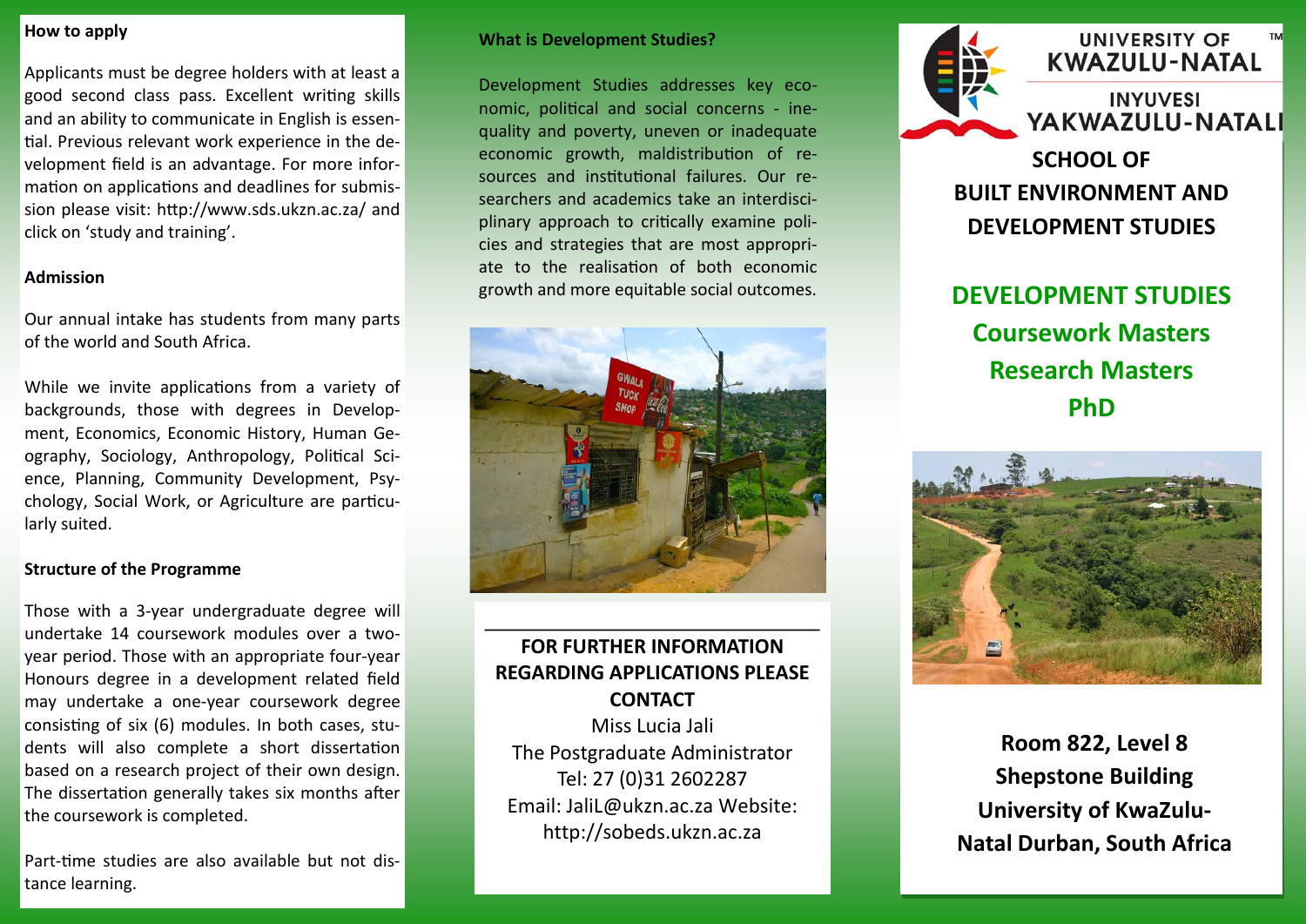## How to apply

Applicants must be degree holders with at least a good second class pass. Excellent writing skills and an ability to communicate in English is essential. Previous relevant work experience in the development field is an advantage. For more information on applications and deadlines for submission please visit: http://www.sds.ukzn.ac.za/ and click on 'study and training'.

## Admission

Our annual intake has students from many parts of the world and South Africa.

While we invite applications from a variety of backgrounds, those with degrees in Development, Economics, Economic History, Human Geography, Sociology, Anthropology, Political Science, Planning, Community Development, Psychology, Social Work, or Agriculture are particularly suited.

## Structure of the Programme

Those with a 3-year undergraduate degree will undertake 14 coursework modules over a two-year period. Those with an appropriate four-year Honours degree in a development related field may undertake a one-year coursework degree consisting of six (6) modules. In both cases, students will also complete a short dissertation based on a research project of their own design. The dissertation generally takes six months after the coursework is completed.

Part-time studies are also available but not distance learning.

## What is Development Studies?

Development Studies addresses key economic, political and social concerns - inequality and poverty, uneven or inadequate economic growth, maldistribution of resources and institutional failures. Our researchers and academics take an interdisciplinary approach to critically examine policies and strategies that are most appropriate to the realisation of both economic growth and more equitable social outcomes.

**FOR FURTHER INFORMATION REGARDING APPLICATIONS PLEASE CONTACT**

Miss Lucia Jali
The Postgraduate Administrator
Tel: 27 (0)31 2602287
Email: JaliL@ukzn.ac.za Website: http://sobeds.ukzn.ac.za

UNIVERSITY OF KWAZULU-NATAL
INYUVESI YAKWAZULU-NATALI

# SCHOOL OF BUILT ENVIRONMENT AND DEVELOPMENT STUDIES

## DEVELOPMENT STUDIES
## Coursework Masters
## Research Masters
## PhD

**Room 822, Level 8**
**Shepstone Building**
**University of KwaZulu-Natal Durban, South Africa**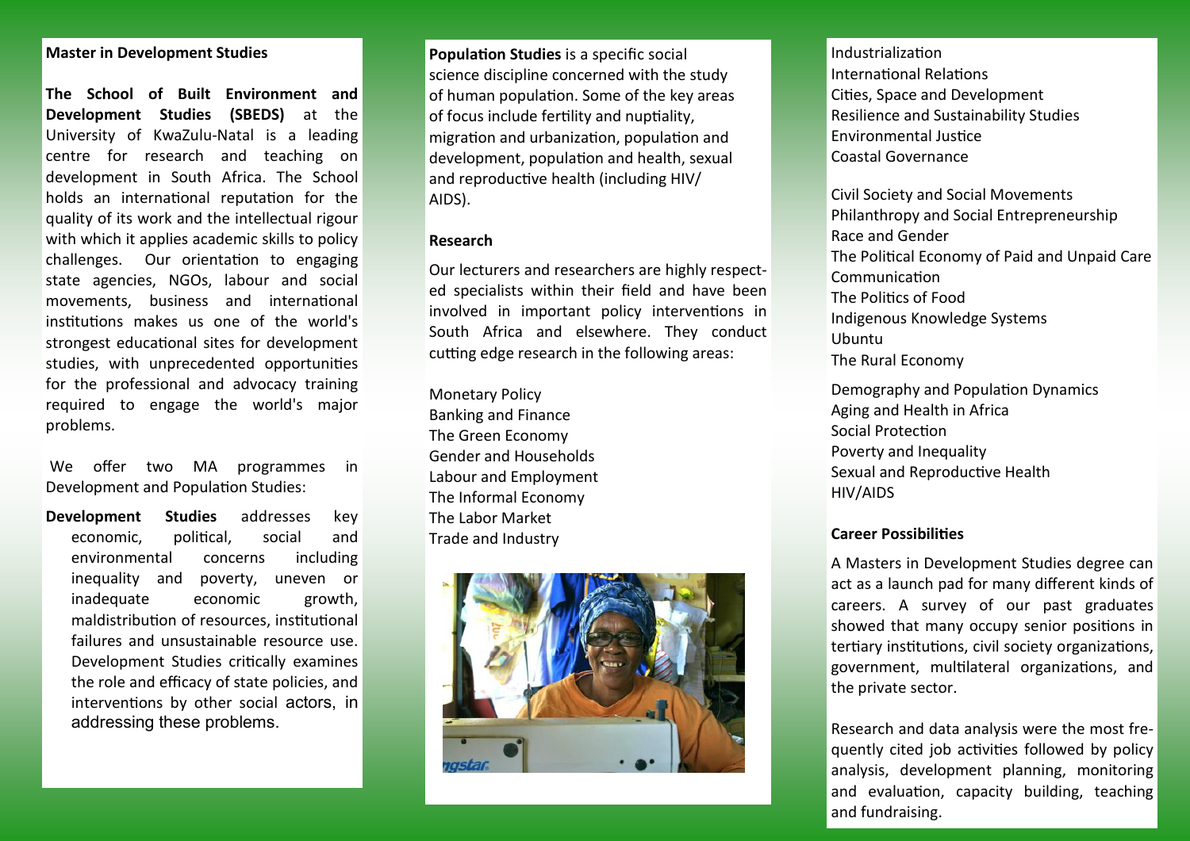**Master in Development Studies**

**The School of Built Environment and Development Studies (SBEDS)** at the University of KwaZulu-Natal is a leading centre for research and teaching on development in South Africa. The School holds an international reputation for the quality of its work and the intellectual rigour with which it applies academic skills to policy challenges. Our orientation to engaging state agencies, NGOs, labour and social movements, business and international institutions makes us one of the world's strongest educational sites for development studies, with unprecedented opportunities for the professional and advocacy training required to engage the world's major problems.

We offer two MA programmes in Development and Population Studies:

**Development Studies** addresses key economic, political, social and environmental concerns including inequality and poverty, uneven or inadequate economic growth, maldistribution of resources, institutional failures and unsustainable resource use. Development Studies critically examines the role and efficacy of state policies, and interventions by other social actors, in addressing these problems.

**Population Studies** is a specific social science discipline concerned with the study of human population. Some of the key areas of focus include fertility and nuptiality, migration and urbanization, population and development, population and health, sexual and reproductive health (including HIV/AIDS).

**Research**

Our lecturers and researchers are highly respected specialists within their field and have been involved in important policy interventions in South Africa and elsewhere. They conduct cutting edge research in the following areas:

Monetary Policy
Banking and Finance
The Green Economy
Gender and Households
Labour and Employment
The Informal Economy
The Labor Market
Trade and Industry
Industrialization
International Relations
Cities, Space and Development
Resilience and Sustainability Studies
Environmental Justice
Coastal Governance

Civil Society and Social Movements
Philanthropy and Social Entrepreneurship
Race and Gender
The Political Economy of Paid and Unpaid Care
Communication
The Politics of Food
Indigenous Knowledge Systems
Ubuntu
The Rural Economy

Demography and Population Dynamics
Aging and Health in Africa
Social Protection
Poverty and Inequality
Sexual and Reproductive Health
HIV/AIDS

**Career Possibilities**

A Masters in Development Studies degree can act as a launch pad for many different kinds of careers. A survey of our past graduates showed that many occupy senior positions in tertiary institutions, civil society organizations, government, multilateral organizations, and the private sector.

Research and data analysis were the most frequently cited job activities followed by policy analysis, development planning, monitoring and evaluation, capacity building, teaching and fundraising.